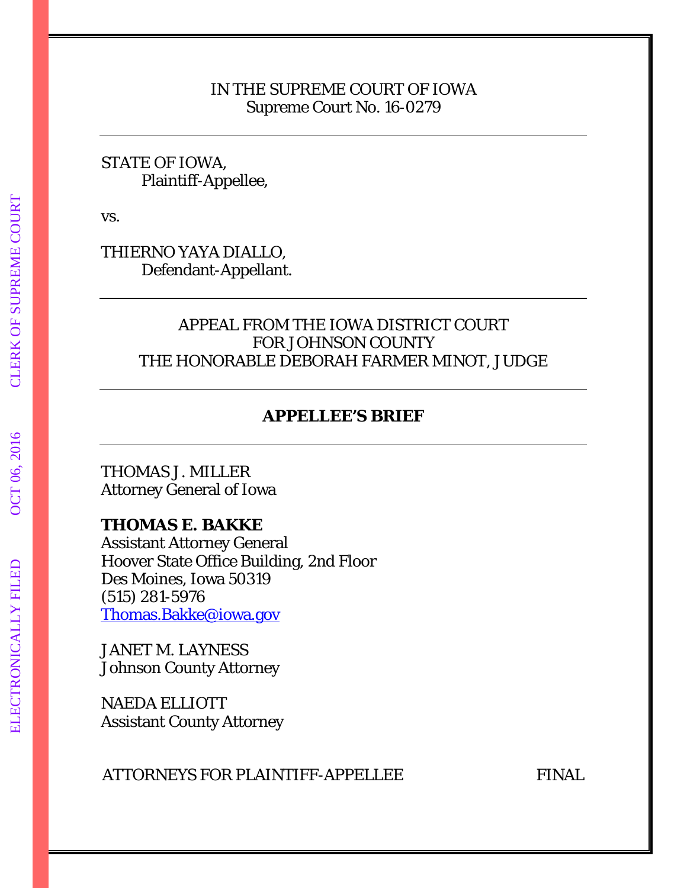IN THE SUPREME COURT OF IOWA
Supreme Court No. 16-0279

---

STATE OF IOWA,
Plaintiff-Appellee,

vs.

THIERNO YAYA DIALLO,
Defendant-Appellant.

---

APPEAL FROM THE IOWA DISTRICT COURT
FOR JOHNSON COUNTY
THE HONORABLE DEBORAH FARMER MINOT, JUDGE

---

## APPELLEE'S BRIEF

---

THOMAS J. MILLER
Attorney General of Iowa

**THOMAS E. BAKKE**
Assistant Attorney General
Hoover State Office Building, 2nd Floor
Des Moines, Iowa 50319
(515) 281-5976
Thomas.Bakke@iowa.gov

JANET M. LAYNESS
Johnson County Attorney

NAEDA ELLIOTT
Assistant County Attorney

ATTORNEYS FOR PLAINTIFF-APPELLEE FINAL

ELECTRONICALLY FILED OCT 06, 2016 CLERK OF SUPREME COURT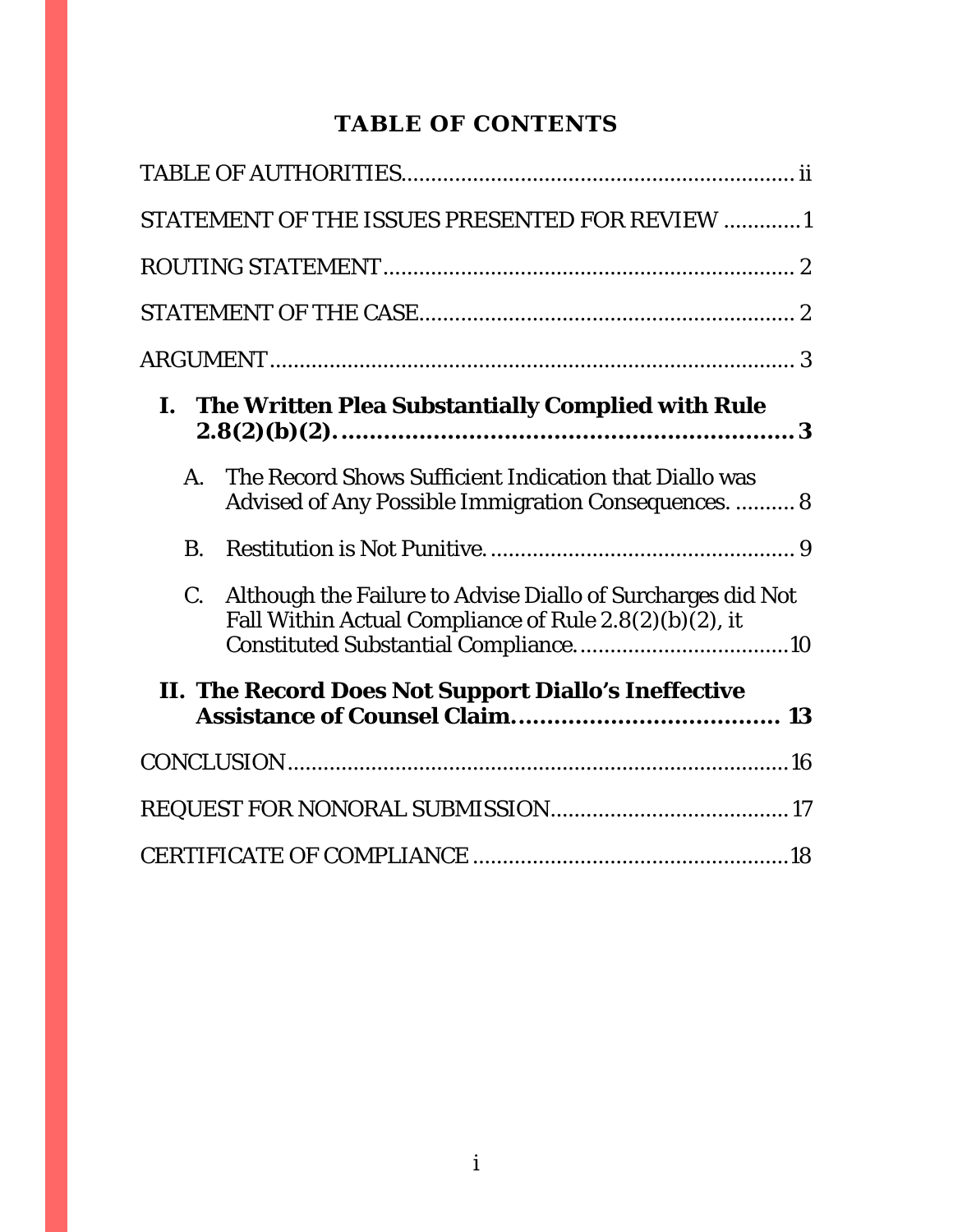# TABLE OF CONTENTS

TABLE OF AUTHORITIES................................................................ ii

STATEMENT OF THE ISSUES PRESENTED FOR REVIEW ............ 1

ROUTING STATEMENT.................................................................... 2

STATEMENT OF THE CASE.............................................................. 2

ARGUMENT....................................................................................... 3

**I. The Written Plea Substantially Complied with Rule 2.8(2)(b)(2). ................................................................ 3**

A. The Record Shows Sufficient Indication that Diallo was Advised of Any Possible Immigration Consequences. .......... 8

B. Restitution is Not Punitive. .................................................. 9

C. Although the Failure to Advise Diallo of Surcharges did Not Fall Within Actual Compliance of Rule 2.8(2)(b)(2), it Constituted Substantial Compliance. ..................................10

**II. The Record Does Not Support Diallo's Ineffective Assistance of Counsel Claim...................................... 13**

CONCLUSION.................................................................................... 16

REQUEST FOR NONORAL SUBMISSION....................................... 17

CERTIFICATE OF COMPLIANCE .................................................... 18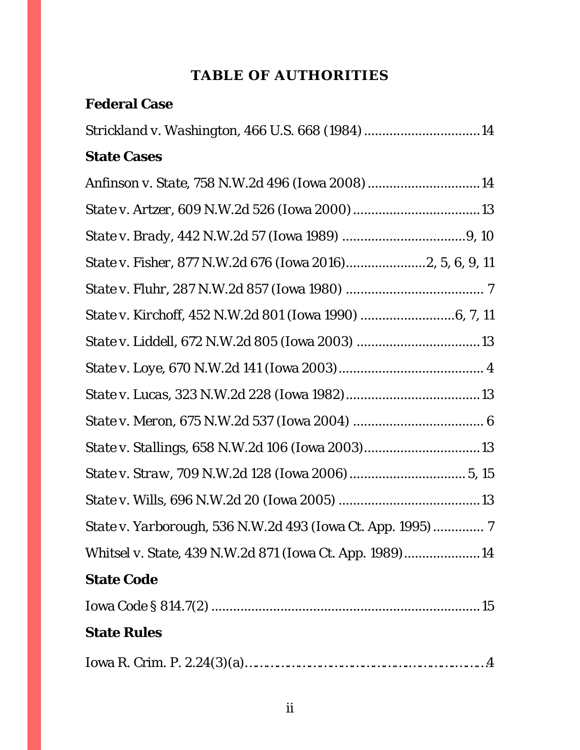# TABLE OF AUTHORITIES

**Federal Case**

*Strickland v. Washington*, 466 U.S. 668 (1984) ................................ 14

**State Cases**

*Anfinson v. State*, 758 N.W.2d 496 (Iowa 2008) ................................ 14

*State v. Artzer*, 609 N.W.2d 526 (Iowa 2000) ................................ 13

*State v. Brady*, 442 N.W.2d 57 (Iowa 1989) ................................ 9, 10

*State v. Fisher*, 877 N.W.2d 676 (Iowa 2016) ................................ 2, 5, 6, 9, 11

*State v. Fluhr*, 287 N.W.2d 857 (Iowa 1980) ................................ 7

*State v. Kirchoff*, 452 N.W.2d 801 (Iowa 1990) ................................ 6, 7, 11

*State v. Liddell*, 672 N.W.2d 805 (Iowa 2003) ................................ 13

*State v. Loye*, 670 N.W.2d 141 (Iowa 2003) ................................ 4

*State v. Lucas*, 323 N.W.2d 228 (Iowa 1982) ................................ 13

*State v. Meron*, 675 N.W.2d 537 (Iowa 2004) ................................ 6

*State v. Stallings*, 658 N.W.2d 106 (Iowa 2003) ................................ 13

*State v. Straw*, 709 N.W.2d 128 (Iowa 2006) ................................ 5, 15

*State v. Wills*, 696 N.W.2d 20 (Iowa 2005) ................................ 13

*State v. Yarborough*, 536 N.W.2d 493 (Iowa Ct. App. 1995) ................................ 7

*Whitsel v. State*, 439 N.W.2d 871 (Iowa Ct. App. 1989) ................................ 14

**State Code**

Iowa Code § 814.7(2) ................................ 15

**State Rules**

Iowa R. Crim. P. 2.24(3)(a) ................................ 4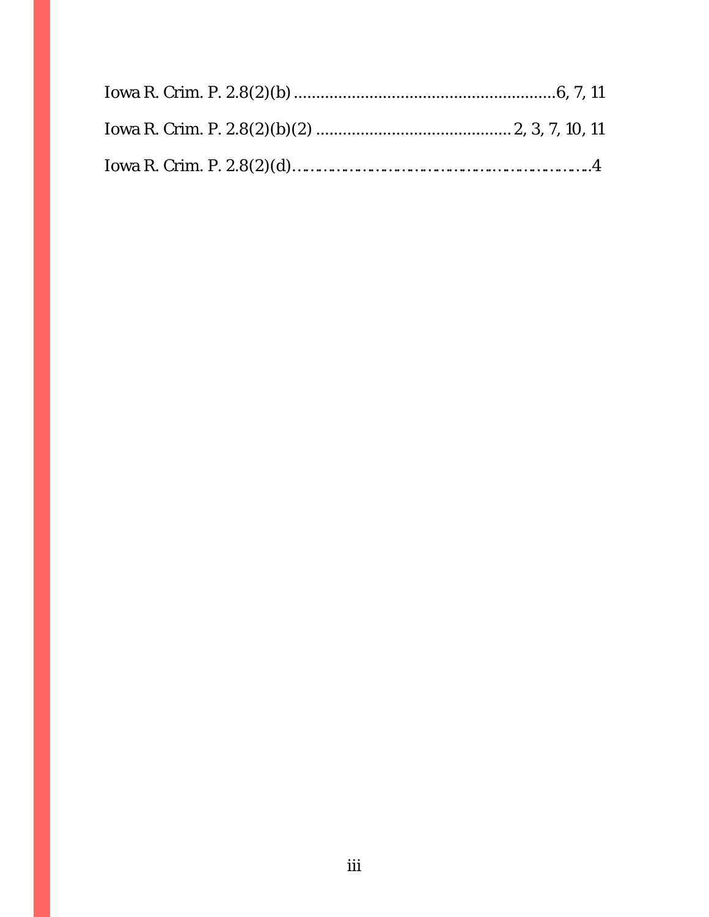Iowa R. Crim. P. 2.8(2)(b) ............................................................6, 7, 11

Iowa R. Crim. P. 2.8(2)(b)(2) ............................................2, 3, 7, 10, 11

Iowa R. Crim. P. 2.8(2)(d)……………………………………………………….4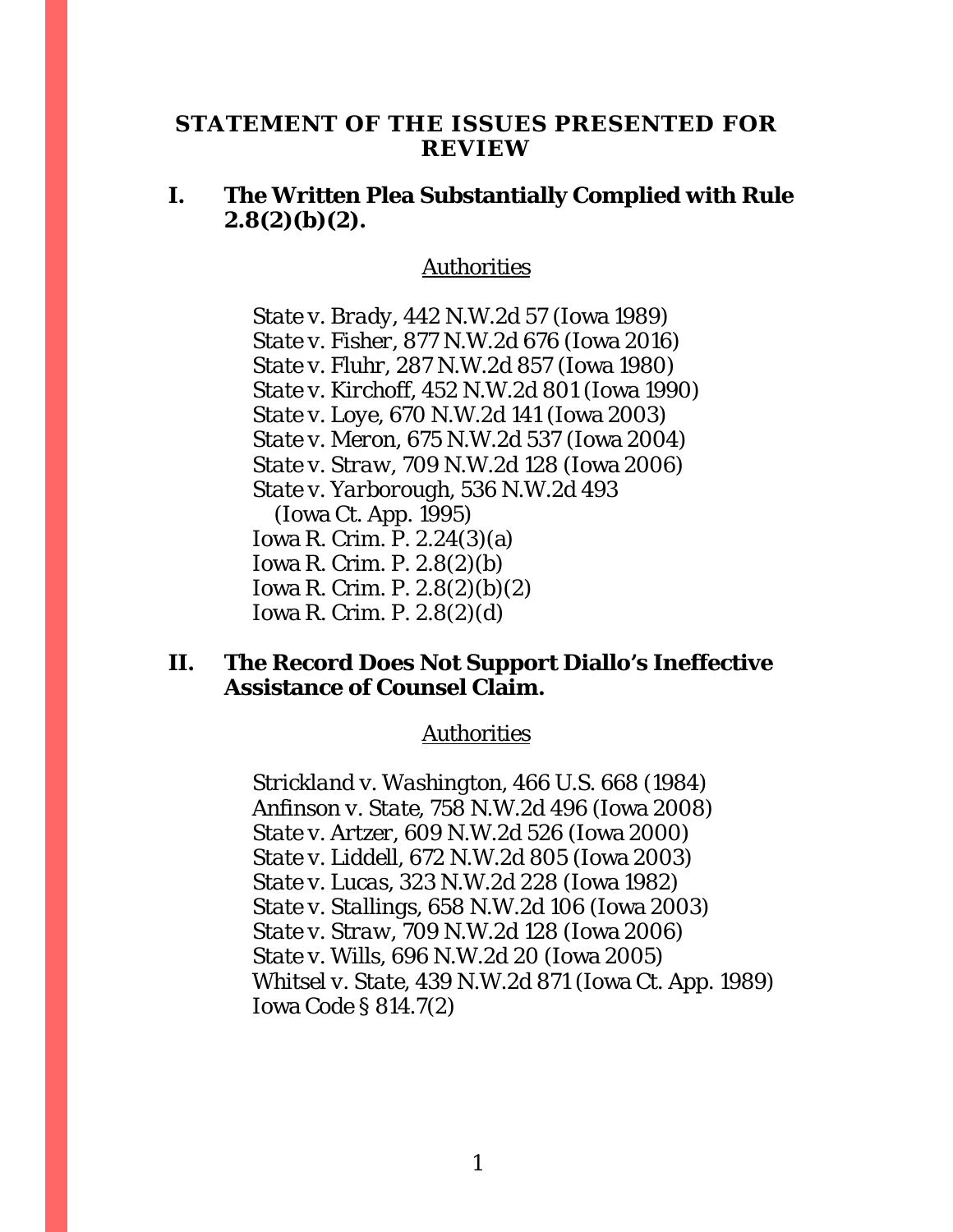# STATEMENT OF THE ISSUES PRESENTED FOR REVIEW

## I. The Written Plea Substantially Complied with Rule 2.8(2)(b)(2).

Authorities

*State v. Brady*, 442 N.W.2d 57 (Iowa 1989)
*State v. Fisher*, 877 N.W.2d 676 (Iowa 2016)
*State v. Fluhr*, 287 N.W.2d 857 (Iowa 1980)
*State v. Kirchoff*, 452 N.W.2d 801 (Iowa 1990)
*State v. Loye*, 670 N.W.2d 141 (Iowa 2003)
*State v. Meron*, 675 N.W.2d 537 (Iowa 2004)
*State v. Straw*, 709 N.W.2d 128 (Iowa 2006)
*State v. Yarborough*, 536 N.W.2d 493 (Iowa Ct. App. 1995)
Iowa R. Crim. P. 2.24(3)(a)
Iowa R. Crim. P. 2.8(2)(b)
Iowa R. Crim. P. 2.8(2)(b)(2)
Iowa R. Crim. P. 2.8(2)(d)

## II. The Record Does Not Support Diallo's Ineffective Assistance of Counsel Claim.

Authorities

*Strickland v. Washington*, 466 U.S. 668 (1984)
*Anfinson v. State*, 758 N.W.2d 496 (Iowa 2008)
*State v. Artzer*, 609 N.W.2d 526 (Iowa 2000)
*State v. Liddell*, 672 N.W.2d 805 (Iowa 2003)
*State v. Lucas*, 323 N.W.2d 228 (Iowa 1982)
*State v. Stallings*, 658 N.W.2d 106 (Iowa 2003)
*State v. Straw*, 709 N.W.2d 128 (Iowa 2006)
*State v. Wills*, 696 N.W.2d 20 (Iowa 2005)
*Whitsel v. State*, 439 N.W.2d 871 (Iowa Ct. App. 1989)
Iowa Code § 814.7(2)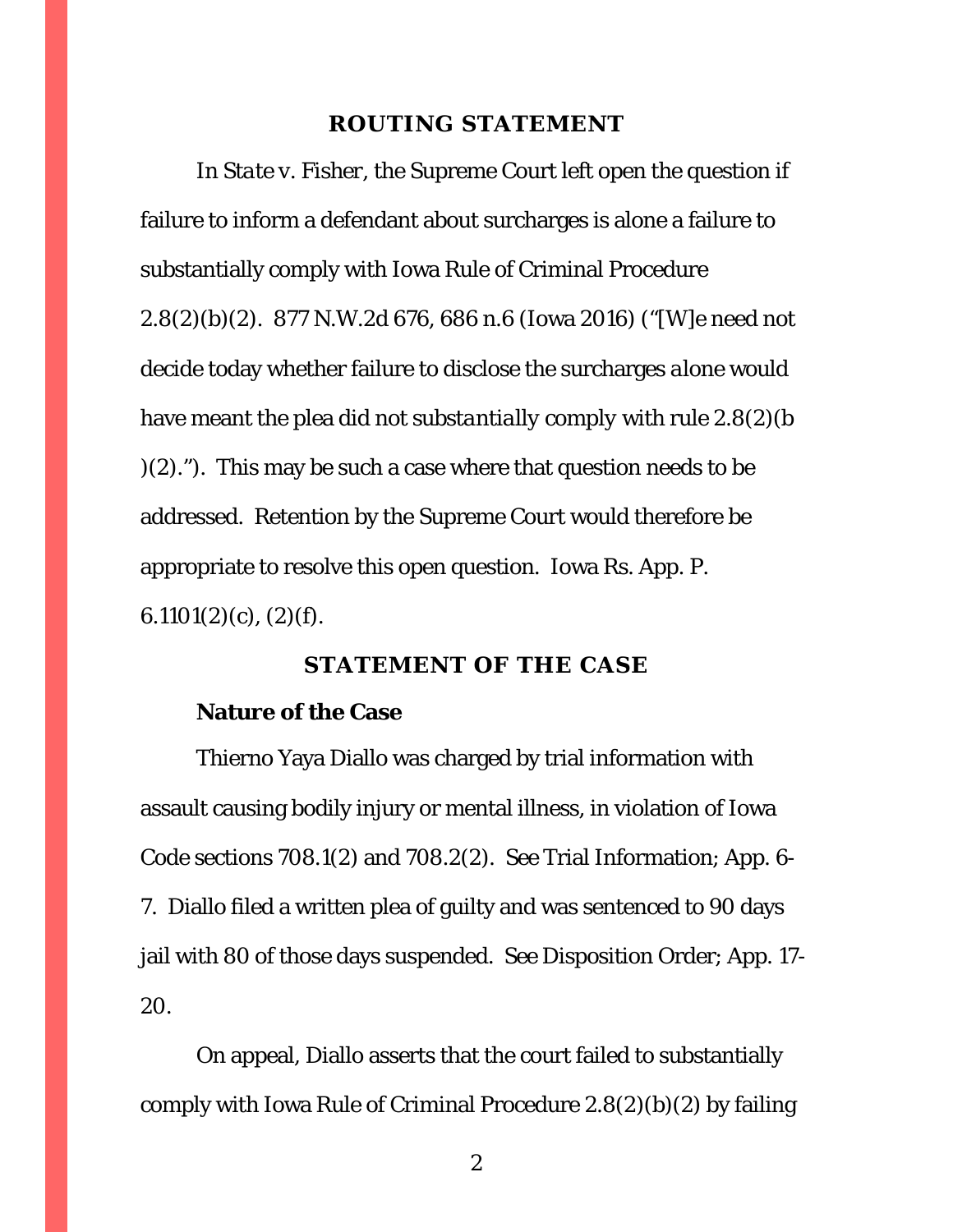## ROUTING STATEMENT

In *State v. Fisher*, the Supreme Court left open the question if failure to inform a defendant about surcharges is alone a failure to substantially comply with Iowa Rule of Criminal Procedure 2.8(2)(b)(2). 877 N.W.2d 676, 686 n.6 (Iowa 2016) ("[W]e need not decide today whether failure to disclose the surcharges *alone* would have meant the plea did not *substantially* comply with rule 2.8(2)(b)(2)."). This may be such a case where that question needs to be addressed. Retention by the Supreme Court would therefore be appropriate to resolve this open question. Iowa Rs. App. P. 6.1101(2)(c), (2)(f).

## STATEMENT OF THE CASE

### Nature of the Case

Thierno Yaya Diallo was charged by trial information with assault causing bodily injury or mental illness, in violation of Iowa Code sections 708.1(2) and 708.2(2). See Trial Information; App. 6-7. Diallo filed a written plea of guilty and was sentenced to 90 days jail with 80 of those days suspended. See Disposition Order; App. 17-20.

On appeal, Diallo asserts that the court failed to substantially comply with Iowa Rule of Criminal Procedure 2.8(2)(b)(2) by failing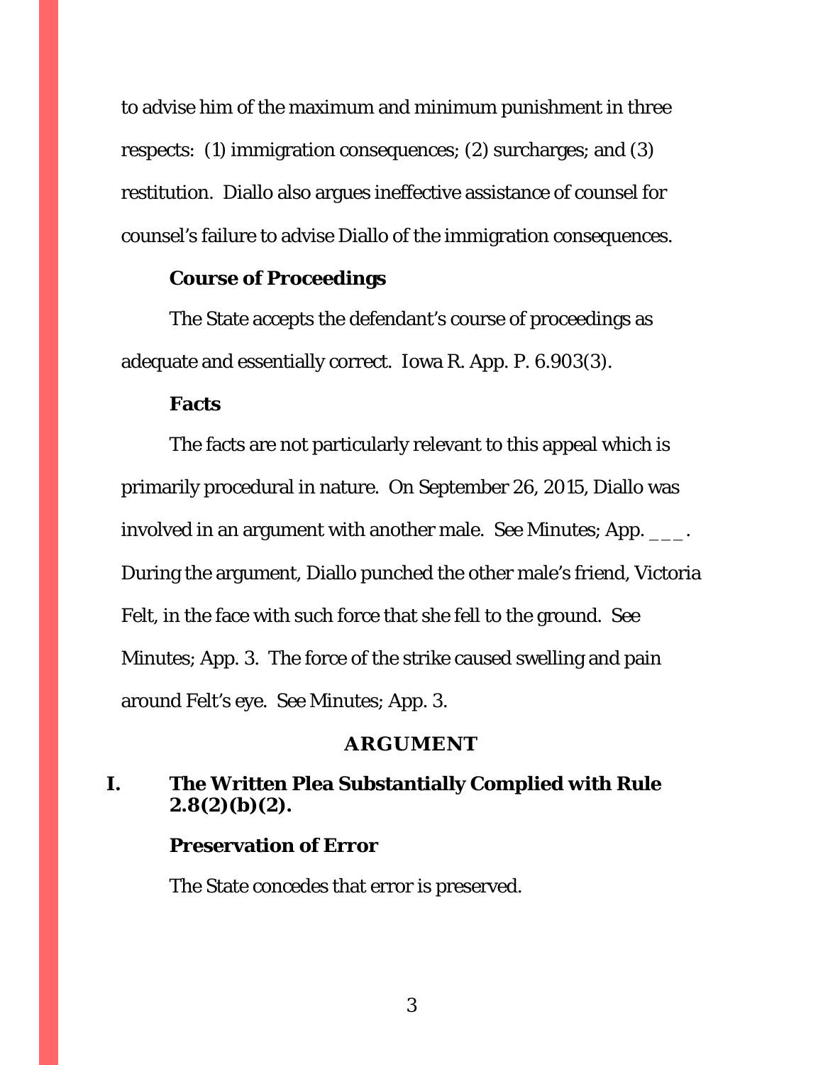to advise him of the maximum and minimum punishment in three respects: (1) immigration consequences; (2) surcharges; and (3) restitution. Diallo also argues ineffective assistance of counsel for counsel's failure to advise Diallo of the immigration consequences.

**Course of Proceedings**

The State accepts the defendant's course of proceedings as adequate and essentially correct. Iowa R. App. P. 6.903(3).

**Facts**

The facts are not particularly relevant to this appeal which is primarily procedural in nature. On September 26, 2015, Diallo was involved in an argument with another male. See Minutes; App. ___. During the argument, Diallo punched the other male's friend, Victoria Felt, in the face with such force that she fell to the ground. See Minutes; App. 3. The force of the strike caused swelling and pain around Felt's eye. See Minutes; App. 3.

## ARGUMENT

## I. The Written Plea Substantially Complied with Rule 2.8(2)(b)(2).

**Preservation of Error**

The State concedes that error is preserved.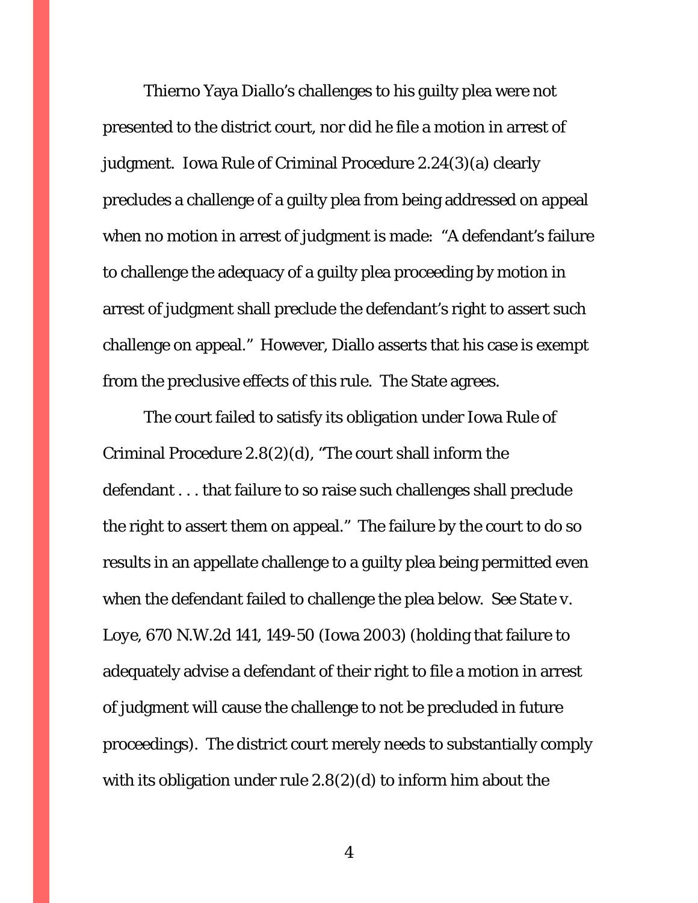Thierno Yaya Diallo's challenges to his guilty plea were not presented to the district court, nor did he file a motion in arrest of judgment. Iowa Rule of Criminal Procedure 2.24(3)(a) clearly precludes a challenge of a guilty plea from being addressed on appeal when no motion in arrest of judgment is made: "A defendant's failure to challenge the adequacy of a guilty plea proceeding by motion in arrest of judgment shall preclude the defendant's right to assert such challenge on appeal." However, Diallo asserts that his case is exempt from the preclusive effects of this rule. The State agrees.

The court failed to satisfy its obligation under Iowa Rule of Criminal Procedure 2.8(2)(d), "The court shall inform the defendant . . . that failure to so raise such challenges shall preclude the right to assert them on appeal." The failure by the court to do so results in an appellate challenge to a guilty plea being permitted even when the defendant failed to challenge the plea below. *See State v. Loye*, 670 N.W.2d 141, 149-50 (Iowa 2003) (holding that failure to adequately advise a defendant of their right to file a motion in arrest of judgment will cause the challenge to not be precluded in future proceedings). The district court merely needs to substantially comply with its obligation under rule 2.8(2)(d) to inform him about the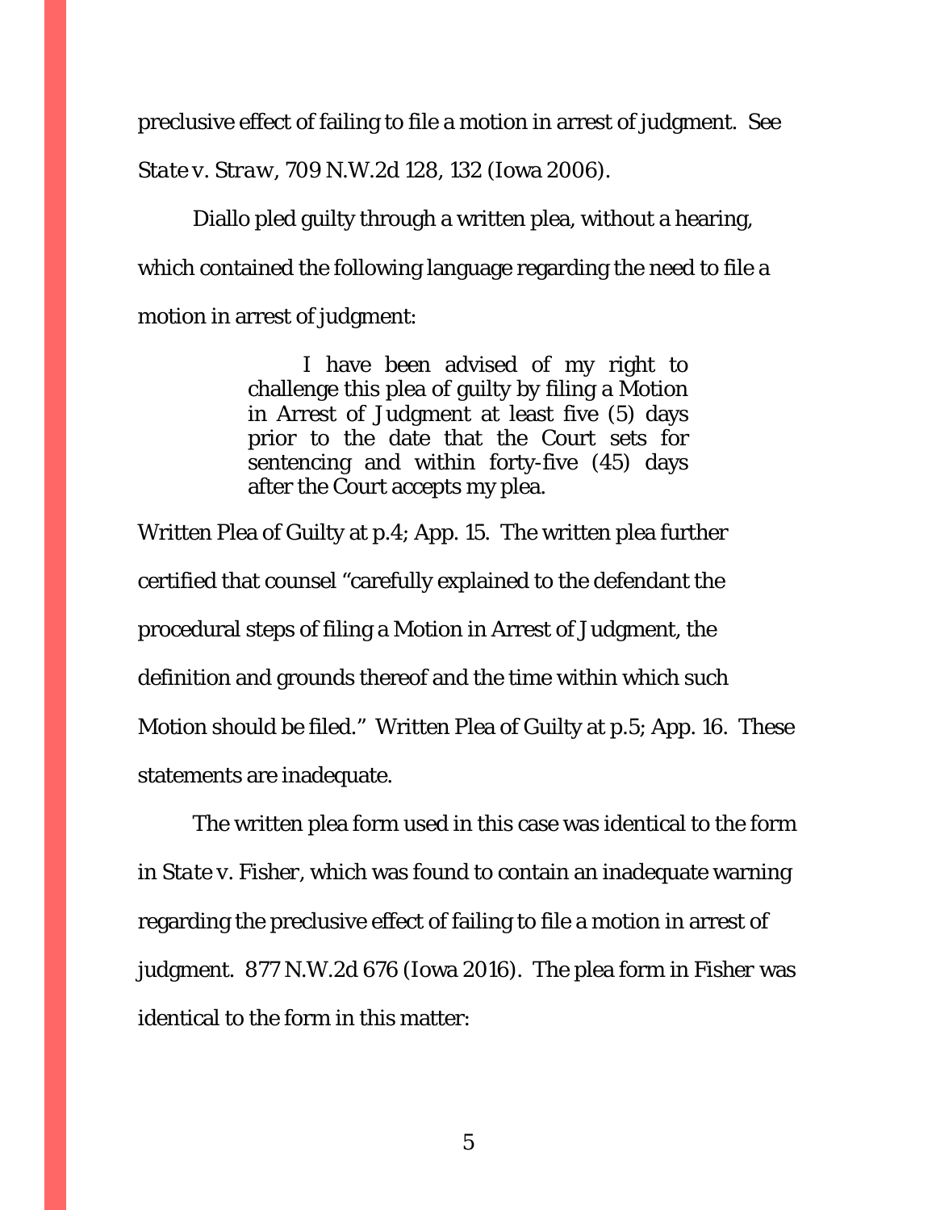preclusive effect of failing to file a motion in arrest of judgment. See *State v. Straw*, 709 N.W.2d 128, 132 (Iowa 2006).

Diallo pled guilty through a written plea, without a hearing, which contained the following language regarding the need to file a motion in arrest of judgment:

> I have been advised of my right to challenge this plea of guilty by filing a Motion in Arrest of Judgment at least five (5) days prior to the date that the Court sets for sentencing and within forty-five (45) days after the Court accepts my plea.

Written Plea of Guilty at p.4; App. 15. The written plea further certified that counsel "carefully explained to the defendant the procedural steps of filing a Motion in Arrest of Judgment, the definition and grounds thereof and the time within which such Motion should be filed." Written Plea of Guilty at p.5; App. 16. These statements are inadequate.

The written plea form used in this case was identical to the form in *State v. Fisher*, which was found to contain an inadequate warning regarding the preclusive effect of failing to file a motion in arrest of judgment. 877 N.W.2d 676 (Iowa 2016). The plea form in Fisher was identical to the form in this matter: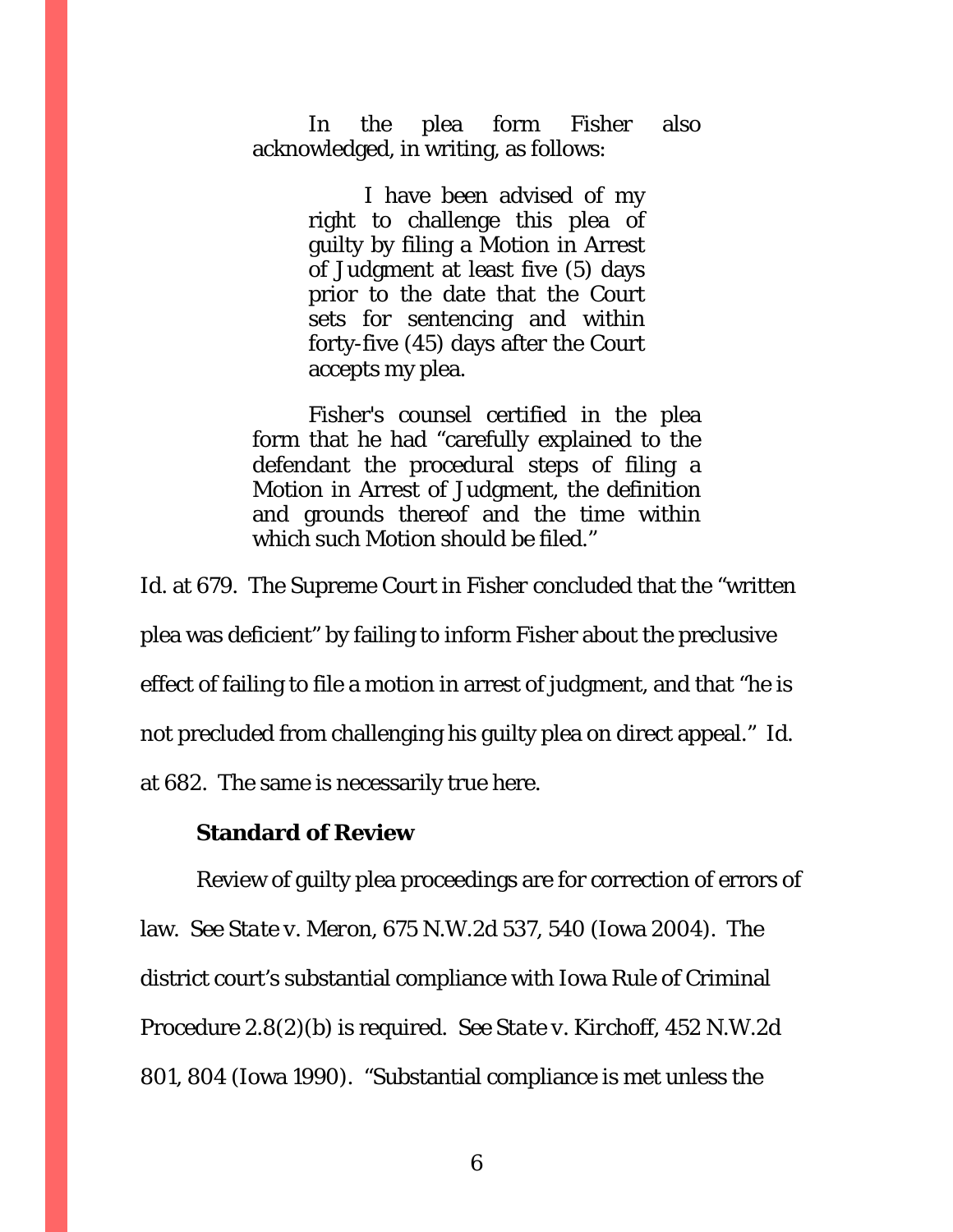In the plea form Fisher also acknowledged, in writing, as follows:

> I have been advised of my right to challenge this plea of guilty by filing a Motion in Arrest of Judgment at least five (5) days prior to the date that the Court sets for sentencing and within forty-five (45) days after the Court accepts my plea.
>
> Fisher's counsel certified in the plea form that he had "carefully explained to the defendant the procedural steps of filing a Motion in Arrest of Judgment, the definition and grounds thereof and the time within which such Motion should be filed."

*Id.* at 679. The Supreme Court in Fisher concluded that the "written plea was deficient" by failing to inform Fisher about the preclusive effect of failing to file a motion in arrest of judgment, and that "he is not precluded from challenging his guilty plea on direct appeal." *Id.* at 682. The same is necessarily true here.

**Standard of Review**

Review of guilty plea proceedings are for correction of errors of law. *See State v. Meron*, 675 N.W.2d 537, 540 (Iowa 2004). The district court's substantial compliance with Iowa Rule of Criminal Procedure 2.8(2)(b) is required. *See State v. Kirchoff*, 452 N.W.2d 801, 804 (Iowa 1990). "Substantial compliance is met unless the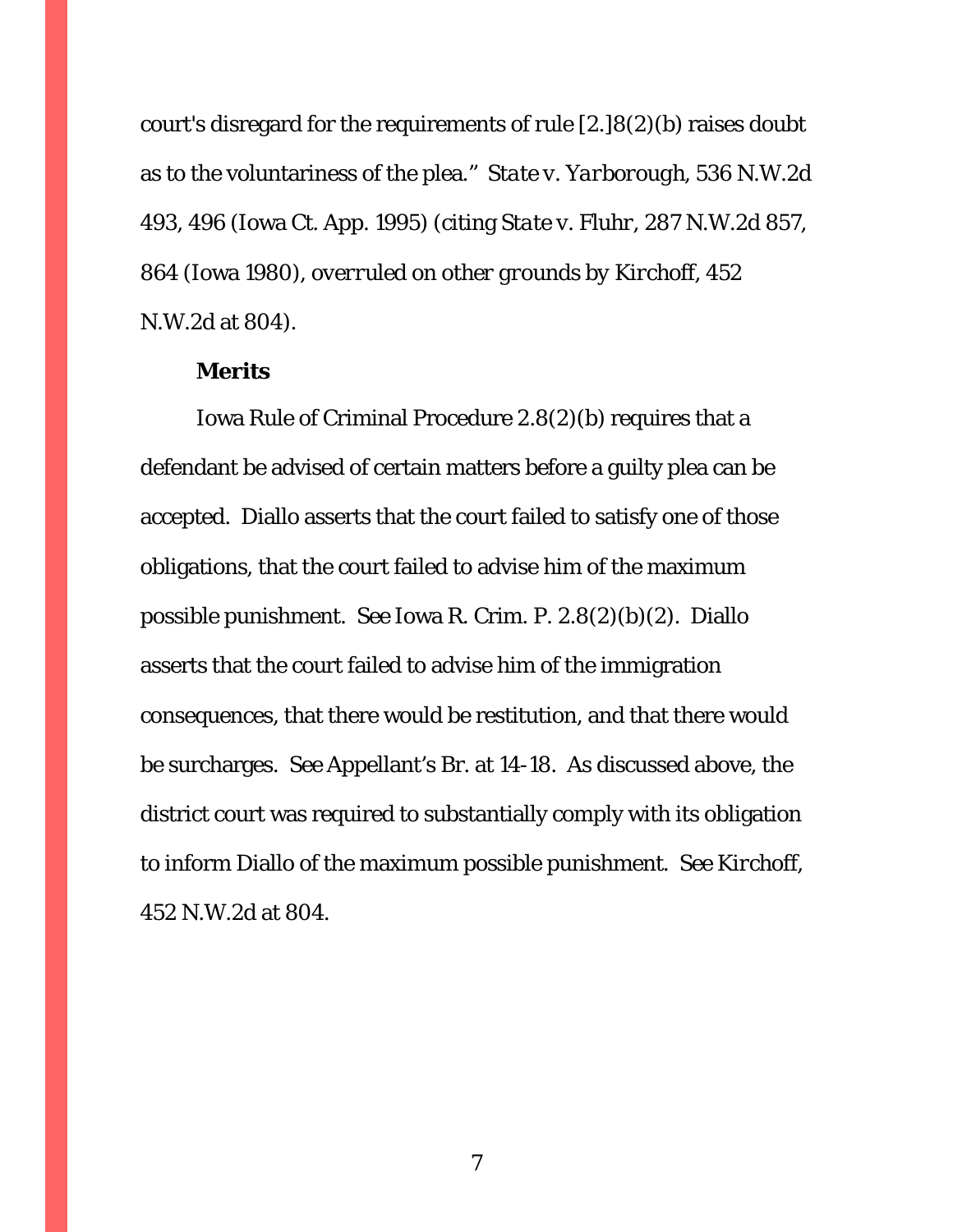court's disregard for the requirements of rule [2.]8(2)(b) raises doubt as to the voluntariness of the plea." *State v. Yarborough*, 536 N.W.2d 493, 496 (Iowa Ct. App. 1995) (citing *State v. Fluhr*, 287 N.W.2d 857, 864 (Iowa 1980), *overruled on other grounds by Kirchoff*, 452 N.W.2d at 804).

**Merits**

Iowa Rule of Criminal Procedure 2.8(2)(b) requires that a defendant be advised of certain matters before a guilty plea can be accepted. Diallo asserts that the court failed to satisfy one of those obligations, that the court failed to advise him of the maximum possible punishment. See Iowa R. Crim. P. 2.8(2)(b)(2). Diallo asserts that the court failed to advise him of the immigration consequences, that there would be restitution, and that there would be surcharges. See Appellant's Br. at 14-18. As discussed above, the district court was required to substantially comply with its obligation to inform Diallo of the maximum possible punishment. See *Kirchoff*, 452 N.W.2d at 804.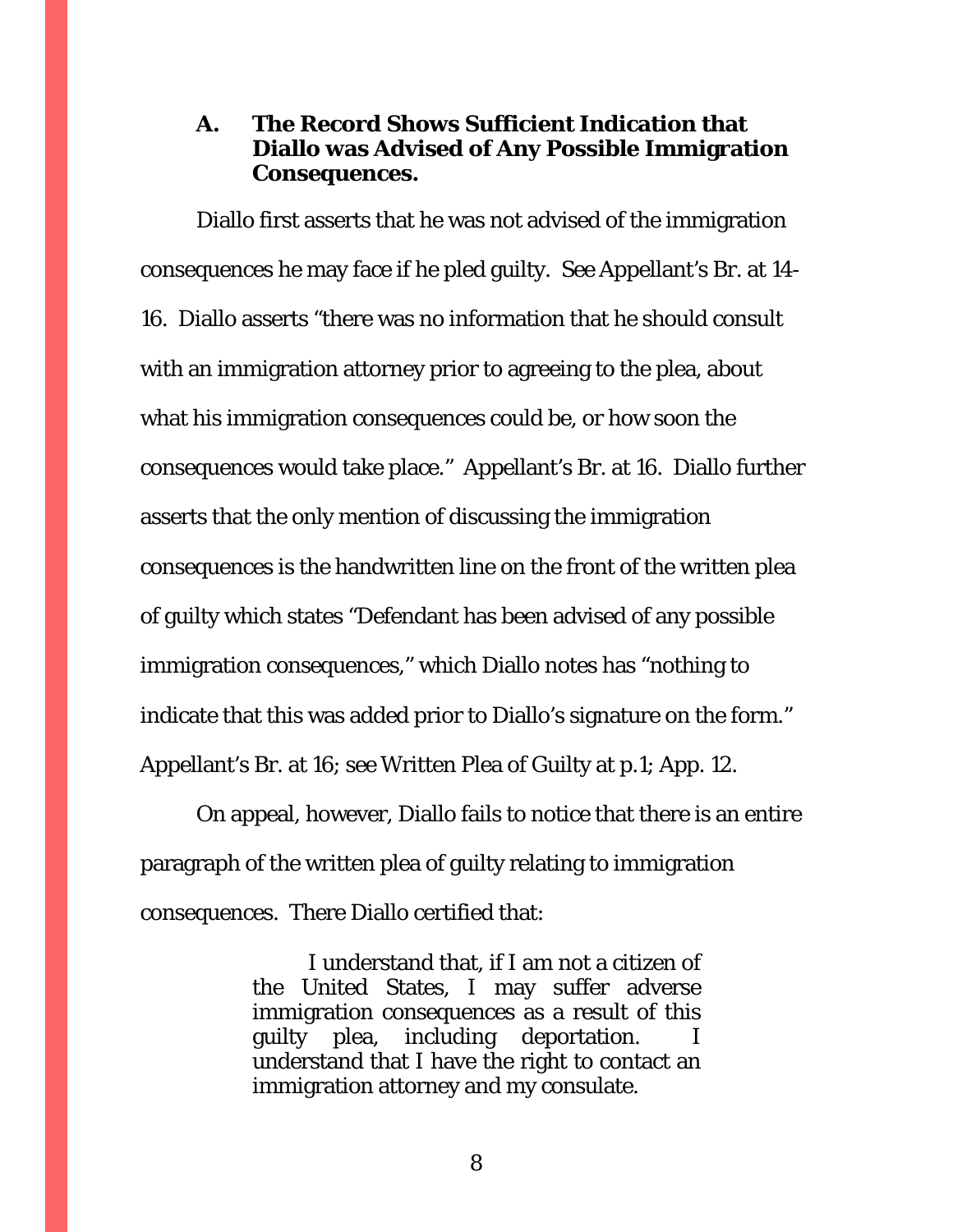### A. The Record Shows Sufficient Indication that Diallo was Advised of Any Possible Immigration Consequences.

Diallo first asserts that he was not advised of the immigration consequences he may face if he pled guilty. See Appellant's Br. at 14-16. Diallo asserts "there was no information that he should consult with an immigration attorney prior to agreeing to the plea, about what his immigration consequences could be, or how soon the consequences would take place." Appellant's Br. at 16. Diallo further asserts that the only mention of discussing the immigration consequences is the handwritten line on the front of the written plea of guilty which states "Defendant has been advised of any possible immigration consequences," which Diallo notes has "nothing to indicate that this was added prior to Diallo's signature on the form." Appellant's Br. at 16; see Written Plea of Guilty at p.1; App. 12.

On appeal, however, Diallo fails to notice that there is an entire paragraph of the written plea of guilty relating to immigration consequences. There Diallo certified that:

> I understand that, if I am not a citizen of the United States, I may suffer adverse immigration consequences as a result of this guilty plea, including deportation. I understand that I have the right to contact an immigration attorney and my consulate.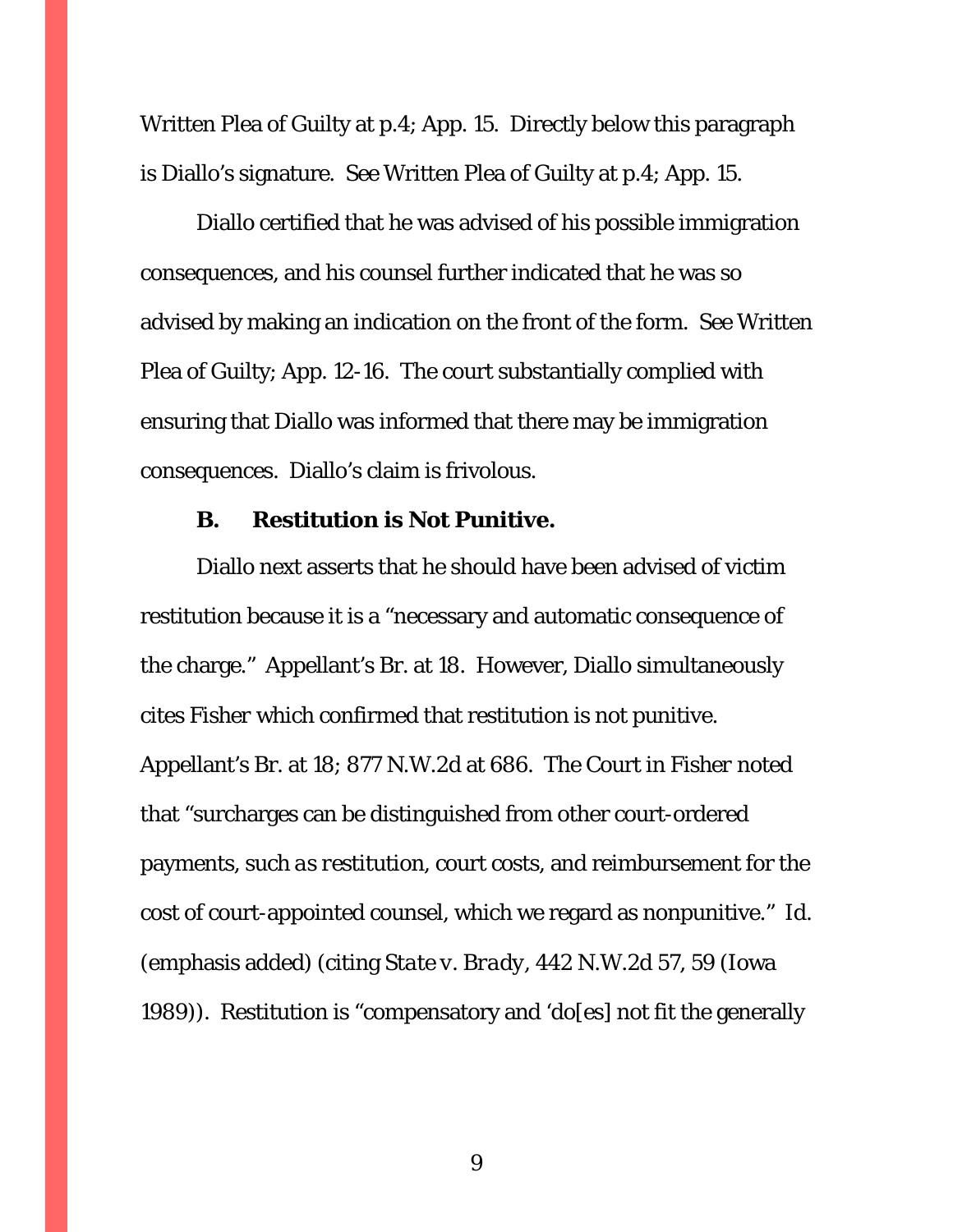Written Plea of Guilty at p.4; App. 15. Directly below this paragraph is Diallo's signature. See Written Plea of Guilty at p.4; App. 15.

Diallo certified that he was advised of his possible immigration consequences, and his counsel further indicated that he was so advised by making an indication on the front of the form. See Written Plea of Guilty; App. 12-16. The court substantially complied with ensuring that Diallo was informed that there may be immigration consequences. Diallo's claim is frivolous.

### B. Restitution is Not Punitive.

Diallo next asserts that he should have been advised of victim restitution because it is a "necessary and automatic consequence of the charge." Appellant's Br. at 18. However, Diallo simultaneously cites Fisher which confirmed that restitution is not punitive. Appellant's Br. at 18; 877 N.W.2d at 686. The Court in Fisher noted that "surcharges can be distinguished from other court-ordered payments, such *as restitution*, court costs, and reimbursement for the cost of court-appointed counsel, which we regard as nonpunitive." *Id.* (emphasis added) (citing *State v. Brady*, 442 N.W.2d 57, 59 (Iowa 1989)). Restitution is "compensatory and 'do[es] not fit the generally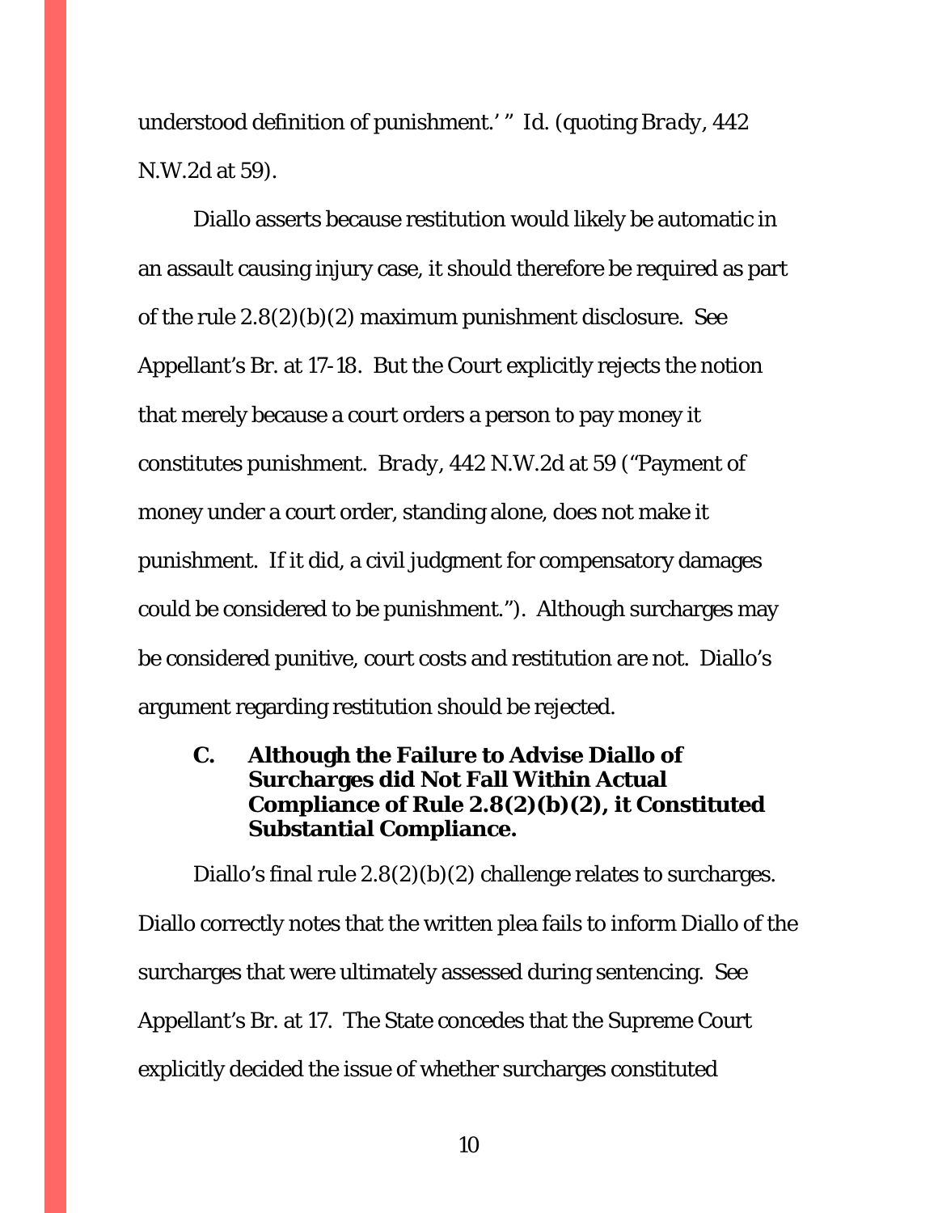understood definition of punishment.' " *Id.* (quoting *Brady*, 442 N.W.2d at 59).

Diallo asserts because restitution would likely be automatic in an assault causing injury case, it should therefore be required as part of the rule 2.8(2)(b)(2) maximum punishment disclosure. *See* Appellant's Br. at 17-18. But the Court explicitly rejects the notion that merely because a court orders a person to pay money it constitutes punishment. *Brady*, 442 N.W.2d at 59 ("Payment of money under a court order, standing alone, does not make it punishment. If it did, a civil judgment for compensatory damages could be considered to be punishment."). Although surcharges may be considered punitive, court costs and restitution are not. Diallo's argument regarding restitution should be rejected.

### C. Although the Failure to Advise Diallo of Surcharges did Not Fall Within Actual Compliance of Rule 2.8(2)(b)(2), it Constituted Substantial Compliance.

Diallo's final rule 2.8(2)(b)(2) challenge relates to surcharges. Diallo correctly notes that the written plea fails to inform Diallo of the surcharges that were ultimately assessed during sentencing. *See* Appellant's Br. at 17. The State concedes that the Supreme Court explicitly decided the issue of whether surcharges constituted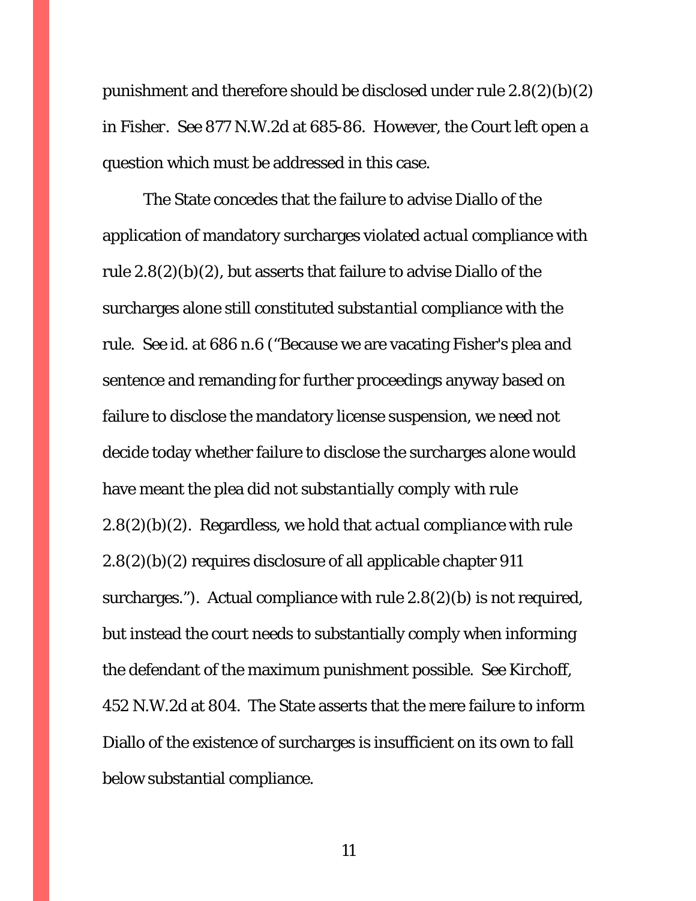punishment and therefore should be disclosed under rule 2.8(2)(b)(2) in *Fisher*. *See* 877 N.W.2d at 685-86. However, the Court left open a question which must be addressed in this case.

The State concedes that the failure to advise Diallo of the application of mandatory surcharges violated *actual* compliance with rule 2.8(2)(b)(2), but asserts that failure to advise Diallo of the surcharges alone still constituted *substantial* compliance with the rule. *See id.* at 686 n.6 ("Because we are vacating Fisher's plea and sentence and remanding for further proceedings anyway based on failure to disclose the mandatory license suspension, we need not decide today whether failure to disclose the surcharges alone would have meant the plea did not *substantially* comply with rule 2.8(2)(b)(2). Regardless, we hold that *actual compliance* with rule 2.8(2)(b)(2) requires disclosure of all applicable chapter 911 surcharges."). Actual compliance with rule 2.8(2)(b) is not required, but instead the court needs to substantially comply when informing the defendant of the maximum punishment possible. *See Kirchoff*, 452 N.W.2d at 804. The State asserts that the mere failure to inform Diallo of the existence of surcharges is insufficient on its own to fall below substantial compliance.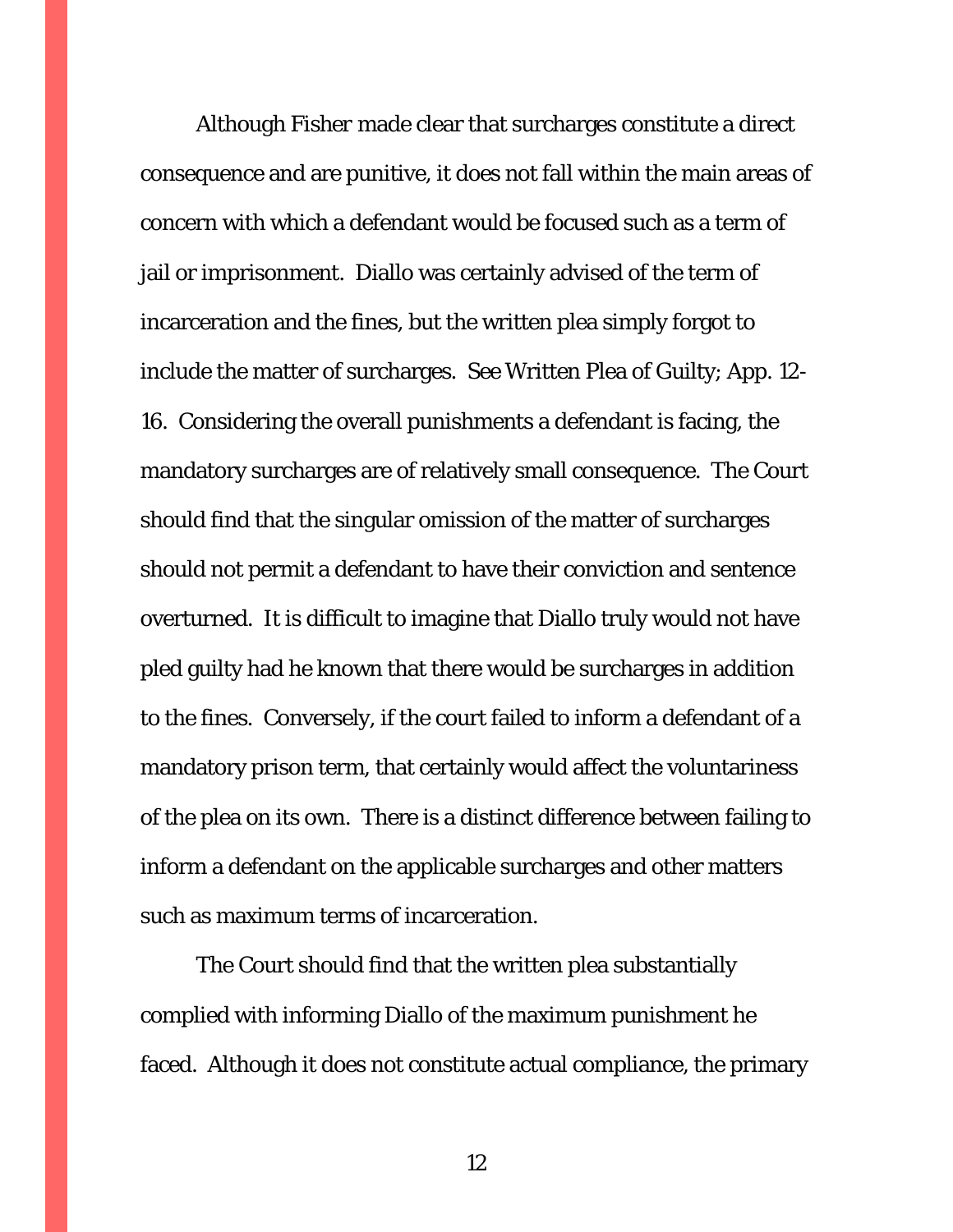Although Fisher made clear that surcharges constitute a direct consequence and are punitive, it does not fall within the main areas of concern with which a defendant would be focused such as a term of jail or imprisonment. Diallo was certainly advised of the term of incarceration and the fines, but the written plea simply forgot to include the matter of surcharges. See Written Plea of Guilty; App. 12-16. Considering the overall punishments a defendant is facing, the mandatory surcharges are of relatively small consequence. The Court should find that the singular omission of the matter of surcharges should not permit a defendant to have their conviction and sentence overturned. It is difficult to imagine that Diallo truly would not have pled guilty had he known that there would be surcharges in addition to the fines. Conversely, if the court failed to inform a defendant of a mandatory prison term, that certainly would affect the voluntariness of the plea on its own. There is a distinct difference between failing to inform a defendant on the applicable surcharges and other matters such as maximum terms of incarceration.

The Court should find that the written plea substantially complied with informing Diallo of the maximum punishment he faced. Although it does not constitute actual compliance, the primary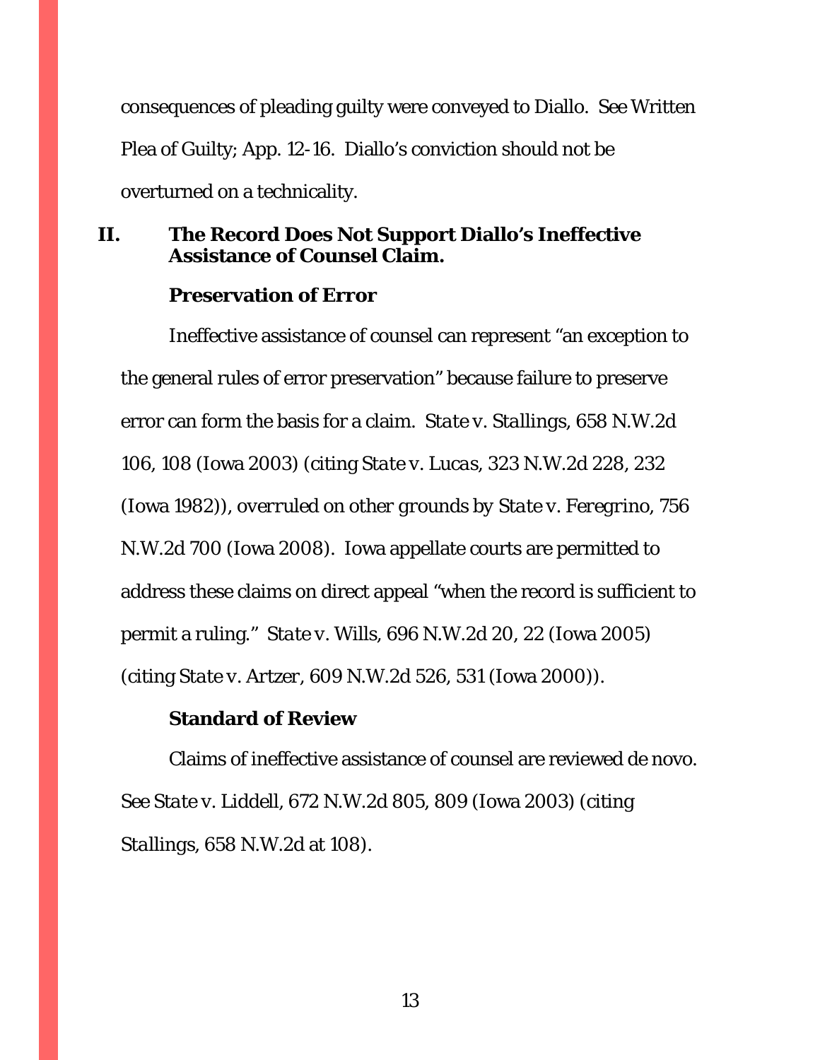consequences of pleading guilty were conveyed to Diallo. See Written Plea of Guilty; App. 12-16. Diallo's conviction should not be overturned on a technicality.

## II. The Record Does Not Support Diallo's Ineffective Assistance of Counsel Claim.

### Preservation of Error

Ineffective assistance of counsel can represent "an exception to the general rules of error preservation" because failure to preserve error can form the basis for a claim. *State v. Stallings*, 658 N.W.2d 106, 108 (Iowa 2003) (citing *State v. Lucas*, 323 N.W.2d 228, 232 (Iowa 1982)), *overruled on other grounds by State v. Feregrino*, 756 N.W.2d 700 (Iowa 2008). Iowa appellate courts are permitted to address these claims on direct appeal "when the record is sufficient to permit a ruling." *State v. Wills*, 696 N.W.2d 20, 22 (Iowa 2005) (citing *State v. Artzer*, 609 N.W.2d 526, 531 (Iowa 2000)).

### Standard of Review

Claims of ineffective assistance of counsel are reviewed de novo. *See State v. Liddell*, 672 N.W.2d 805, 809 (Iowa 2003) (citing *Stallings*, 658 N.W.2d at 108).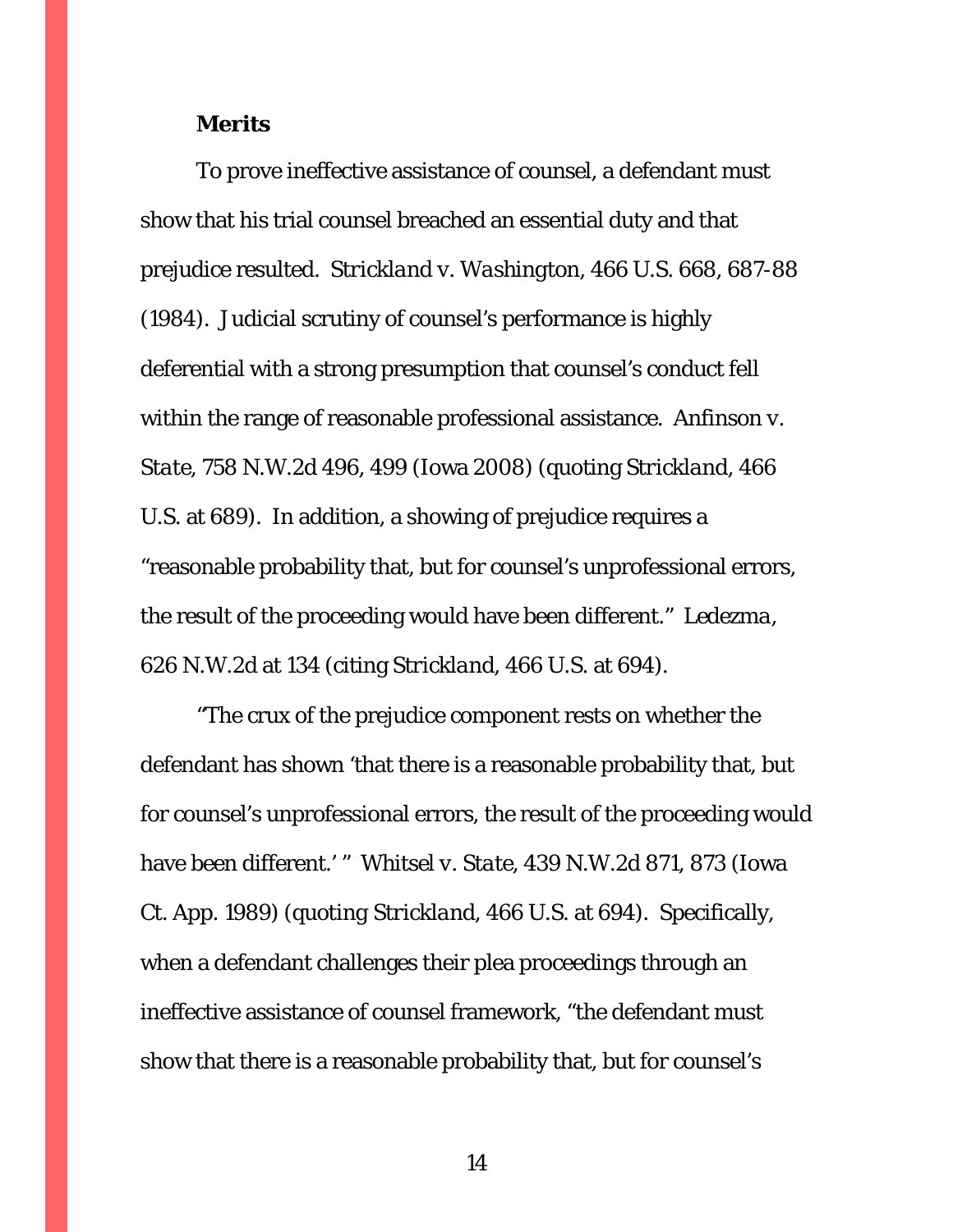**Merits**

To prove ineffective assistance of counsel, a defendant must show that his trial counsel breached an essential duty and that prejudice resulted. *Strickland v. Washington*, 466 U.S. 668, 687-88 (1984). Judicial scrutiny of counsel's performance is highly deferential with a strong presumption that counsel's conduct fell within the range of reasonable professional assistance. *Anfinson v. State*, 758 N.W.2d 496, 499 (Iowa 2008) (quoting *Strickland*, 466 U.S. at 689). In addition, a showing of prejudice requires a "reasonable probability that, but for counsel's unprofessional errors, the result of the proceeding would have been different." *Ledezma*, 626 N.W.2d at 134 (citing *Strickland*, 466 U.S. at 694).

"The crux of the prejudice component rests on whether the defendant has shown 'that there is a reasonable probability that, but for counsel's unprofessional errors, the result of the proceeding would have been different.' " *Whitsel v. State*, 439 N.W.2d 871, 873 (Iowa Ct. App. 1989) (quoting *Strickland*, 466 U.S. at 694). Specifically, when a defendant challenges their plea proceedings through an ineffective assistance of counsel framework, "the defendant must show that there is a reasonable probability that, but for counsel's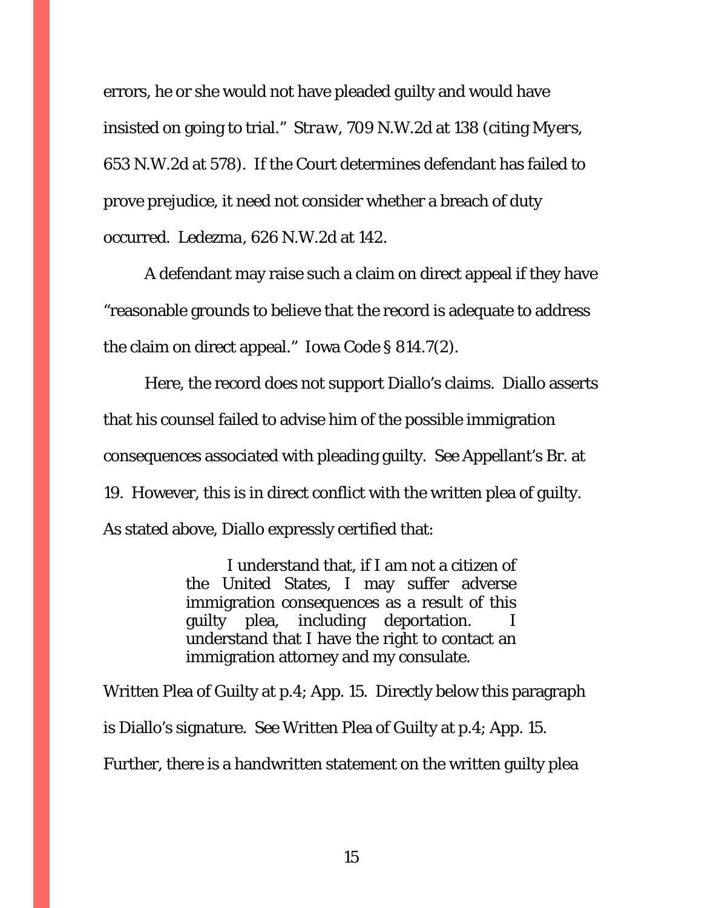errors, he or she would not have pleaded guilty and would have insisted on going to trial." *Straw*, 709 N.W.2d at 138 (citing *Myers*, 653 N.W.2d at 578). If the Court determines defendant has failed to prove prejudice, it need not consider whether a breach of duty occurred. *Ledezma*, 626 N.W.2d at 142.

A defendant may raise such a claim on direct appeal if they have "reasonable grounds to believe that the record is adequate to address the claim on direct appeal." Iowa Code § 814.7(2).

Here, the record does not support Diallo's claims. Diallo asserts that his counsel failed to advise him of the possible immigration consequences associated with pleading guilty. See Appellant's Br. at 19. However, this is in direct conflict with the written plea of guilty. As stated above, Diallo expressly certified that:

> I understand that, if I am not a citizen of the United States, I may suffer adverse immigration consequences as a result of this guilty plea, including deportation. I understand that I have the right to contact an immigration attorney and my consulate.

Written Plea of Guilty at p.4; App. 15. Directly below this paragraph is Diallo's signature. See Written Plea of Guilty at p.4; App. 15. Further, there is a handwritten statement on the written guilty plea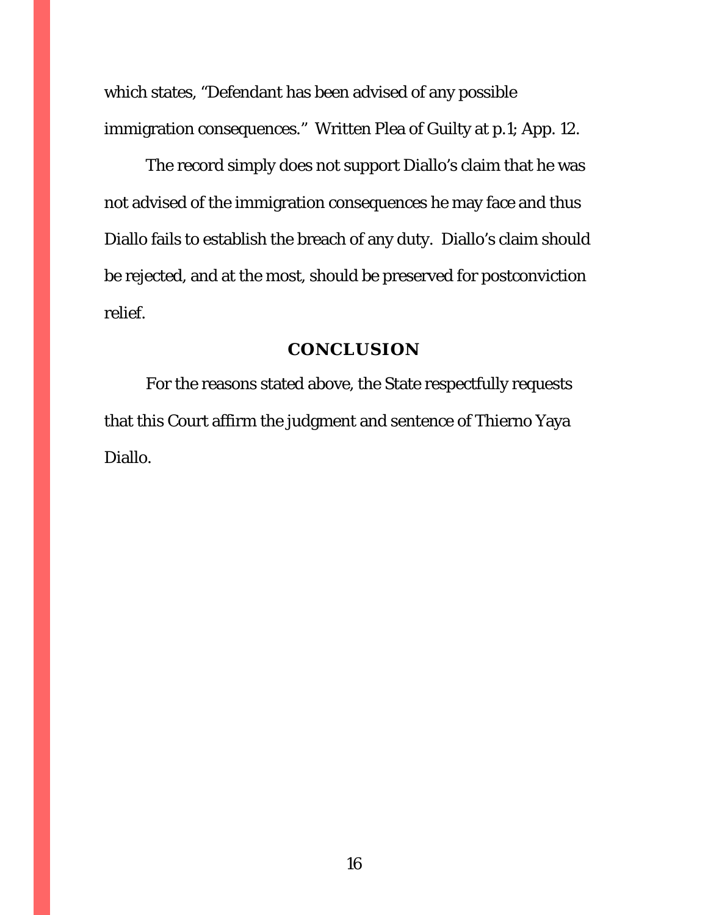which states, "Defendant has been advised of any possible immigration consequences." Written Plea of Guilty at p.1; App. 12.

The record simply does not support Diallo's claim that he was not advised of the immigration consequences he may face and thus Diallo fails to establish the breach of any duty. Diallo's claim should be rejected, and at the most, should be preserved for postconviction relief.

## CONCLUSION

For the reasons stated above, the State respectfully requests that this Court affirm the judgment and sentence of Thierno Yaya Diallo.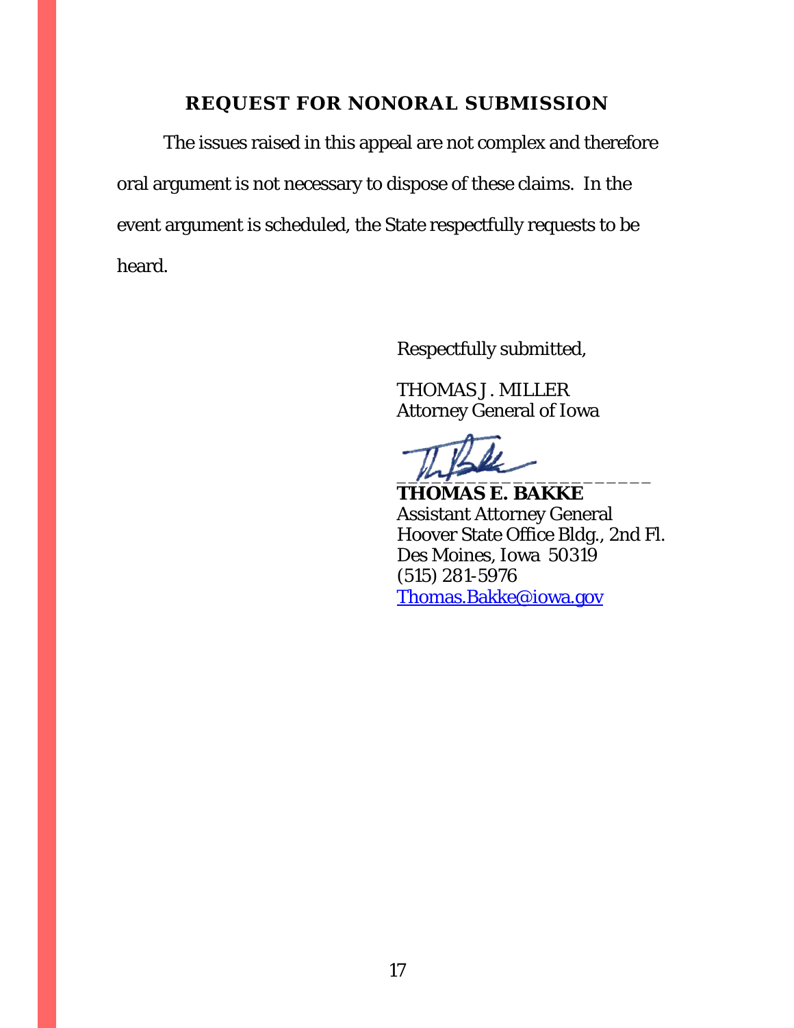## REQUEST FOR NONORAL SUBMISSION

The issues raised in this appeal are not complex and therefore oral argument is not necessary to dispose of these claims. In the event argument is scheduled, the State respectfully requests to be heard.

Respectfully submitted,

THOMAS J. MILLER  
Attorney General of Iowa

_____________________

**THOMAS E. BAKKE**  
Assistant Attorney General  
Hoover State Office Bldg., 2nd Fl.  
Des Moines, Iowa 50319  
(515) 281-5976  
Thomas.Bakke@iowa.gov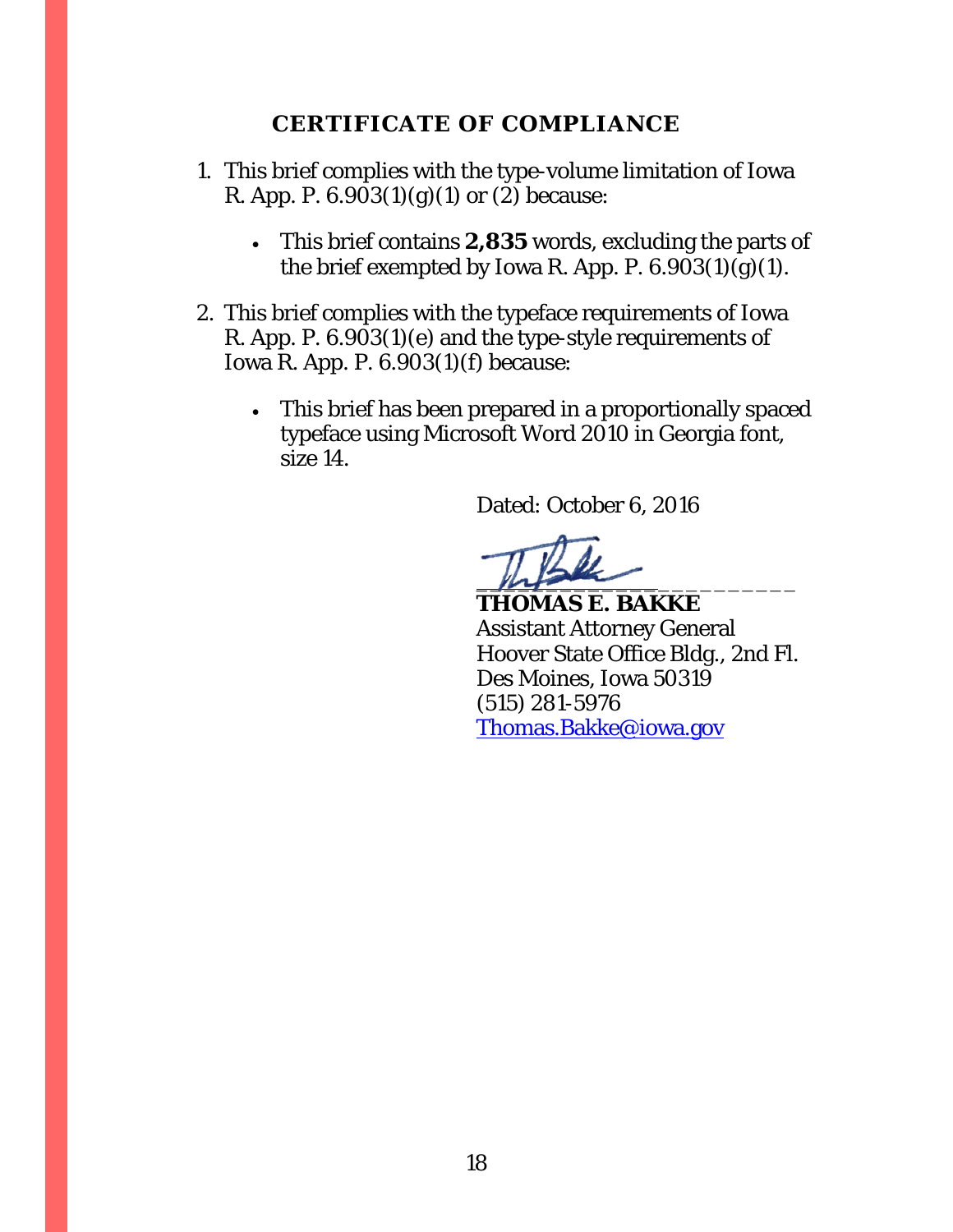## CERTIFICATE OF COMPLIANCE

1. This brief complies with the type-volume limitation of Iowa R. App. P. 6.903(1)(g)(1) or (2) because:

    - This brief contains **2,835** words, excluding the parts of the brief exempted by Iowa R. App. P. 6.903(1)(g)(1).

2. This brief complies with the typeface requirements of Iowa R. App. P. 6.903(1)(e) and the type-style requirements of Iowa R. App. P. 6.903(1)(f) because:

    - This brief has been prepared in a proportionally spaced typeface using Microsoft Word 2010 in Georgia font, size 14.

Dated: October 6, 2016

______________________

**THOMAS E. BAKKE**
Assistant Attorney General
Hoover State Office Bldg., 2nd Fl.
Des Moines, Iowa 50319
(515) 281-5976
Thomas.Bakke@iowa.gov